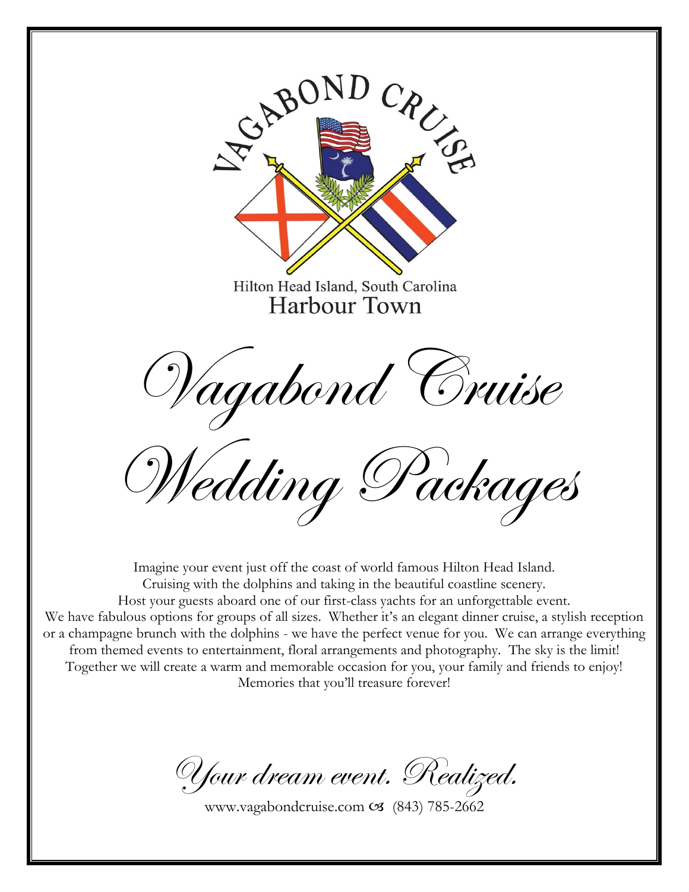VAGABOND CRUISE

Hilton Head Island, South Carolina
Harbour Town

# Vagabond Cruise Wedding Packages

Imagine your event just off the coast of world famous Hilton Head Island.
Cruising with the dolphins and taking in the beautiful coastline scenery.
Host your guests aboard one of our first-class yachts for an unforgettable event.
We have fabulous options for groups of all sizes. Whether it's an elegant dinner cruise, a stylish reception or a champagne brunch with the dolphins - we have the perfect venue for you. We can arrange everything from themed events to entertainment, floral arrangements and photography. The sky is the limit!
Together we will create a warm and memorable occasion for you, your family and friends to enjoy!
Memories that you'll treasure forever!

*Your dream event. Realized.*

www.vagabondcruise.com ☙ (843) 785-2662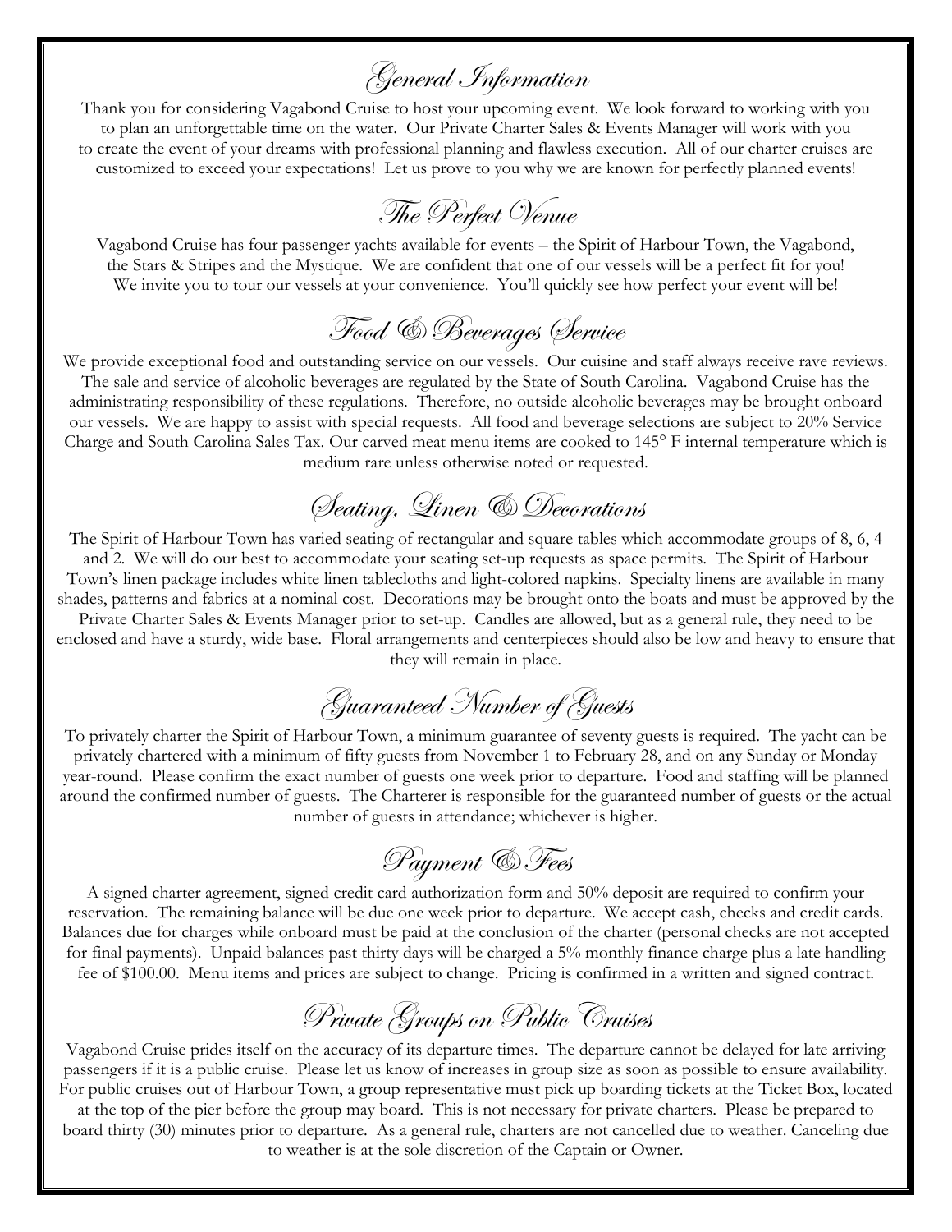## General Information

Thank you for considering Vagabond Cruise to host your upcoming event. We look forward to working with you to plan an unforgettable time on the water. Our Private Charter Sales & Events Manager will work with you to create the event of your dreams with professional planning and flawless execution. All of our charter cruises are customized to exceed your expectations! Let us prove to you why we are known for perfectly planned events!

## The Perfect Venue

Vagabond Cruise has four passenger yachts available for events – the Spirit of Harbour Town, the Vagabond, the Stars & Stripes and the Mystique. We are confident that one of our vessels will be a perfect fit for you! We invite you to tour our vessels at your convenience. You'll quickly see how perfect your event will be!

## Food & Beverages Service

We provide exceptional food and outstanding service on our vessels. Our cuisine and staff always receive rave reviews. The sale and service of alcoholic beverages are regulated by the State of South Carolina. Vagabond Cruise has the administrating responsibility of these regulations. Therefore, no outside alcoholic beverages may be brought onboard our vessels. We are happy to assist with special requests. All food and beverage selections are subject to 20% Service Charge and South Carolina Sales Tax. Our carved meat menu items are cooked to 145° F internal temperature which is medium rare unless otherwise noted or requested.

## Seating, Linen & Decorations

The Spirit of Harbour Town has varied seating of rectangular and square tables which accommodate groups of 8, 6, 4 and 2. We will do our best to accommodate your seating set-up requests as space permits. The Spirit of Harbour Town's linen package includes white linen tablecloths and light-colored napkins. Specialty linens are available in many shades, patterns and fabrics at a nominal cost. Decorations may be brought onto the boats and must be approved by the Private Charter Sales & Events Manager prior to set-up. Candles are allowed, but as a general rule, they need to be enclosed and have a sturdy, wide base. Floral arrangements and centerpieces should also be low and heavy to ensure that they will remain in place.

## Guaranteed Number of Guests

To privately charter the Spirit of Harbour Town, a minimum guarantee of seventy guests is required. The yacht can be privately chartered with a minimum of fifty guests from November 1 to February 28, and on any Sunday or Monday year-round. Please confirm the exact number of guests one week prior to departure. Food and staffing will be planned around the confirmed number of guests. The Charterer is responsible for the guaranteed number of guests or the actual number of guests in attendance; whichever is higher.

## Payment & Fees

A signed charter agreement, signed credit card authorization form and 50% deposit are required to confirm your reservation. The remaining balance will be due one week prior to departure. We accept cash, checks and credit cards. Balances due for charges while onboard must be paid at the conclusion of the charter (personal checks are not accepted for final payments). Unpaid balances past thirty days will be charged a 5% monthly finance charge plus a late handling fee of $100.00. Menu items and prices are subject to change. Pricing is confirmed in a written and signed contract.

## Private Groups on Public Cruises

Vagabond Cruise prides itself on the accuracy of its departure times. The departure cannot be delayed for late arriving passengers if it is a public cruise. Please let us know of increases in group size as soon as possible to ensure availability. For public cruises out of Harbour Town, a group representative must pick up boarding tickets at the Ticket Box, located at the top of the pier before the group may board. This is not necessary for private charters. Please be prepared to board thirty (30) minutes prior to departure. As a general rule, charters are not cancelled due to weather. Canceling due to weather is at the sole discretion of the Captain or Owner.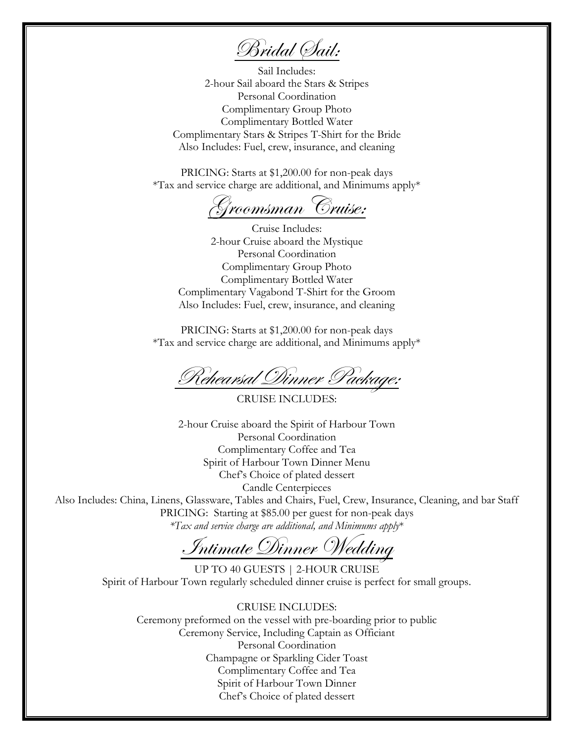## Bridal Sail:

Sail Includes:
2-hour Sail aboard the Stars & Stripes
Personal Coordination
Complimentary Group Photo
Complimentary Bottled Water
Complimentary Stars & Stripes T-Shirt for the Bride
Also Includes: Fuel, crew, insurance, and cleaning

PRICING: Starts at $1,200.00 for non-peak days
*Tax and service charge are additional, and Minimums apply*

## Groomsman Cruise:

Cruise Includes:
2-hour Cruise aboard the Mystique
Personal Coordination
Complimentary Group Photo
Complimentary Bottled Water
Complimentary Vagabond T-Shirt for the Groom
Also Includes: Fuel, crew, insurance, and cleaning

PRICING: Starts at $1,200.00 for non-peak days
*Tax and service charge are additional, and Minimums apply*

## Rehearsal Dinner Package:

CRUISE INCLUDES:

2-hour Cruise aboard the Spirit of Harbour Town
Personal Coordination
Complimentary Coffee and Tea
Spirit of Harbour Town Dinner Menu
Chef's Choice of plated dessert
Candle Centerpieces
Also Includes: China, Linens, Glassware, Tables and Chairs, Fuel, Crew, Insurance, Cleaning, and bar Staff
PRICING: Starting at $85.00 per guest for non-peak days
*\*Tax and service charge are additional, and Minimums apply\**

## Intimate Dinner Wedding

UP TO 40 GUESTS | 2-HOUR CRUISE
Spirit of Harbour Town regularly scheduled dinner cruise is perfect for small groups.

CRUISE INCLUDES:
Ceremony preformed on the vessel with pre-boarding prior to public
Ceremony Service, Including Captain as Officiant
Personal Coordination
Champagne or Sparkling Cider Toast
Complimentary Coffee and Tea
Spirit of Harbour Town Dinner
Chef's Choice of plated dessert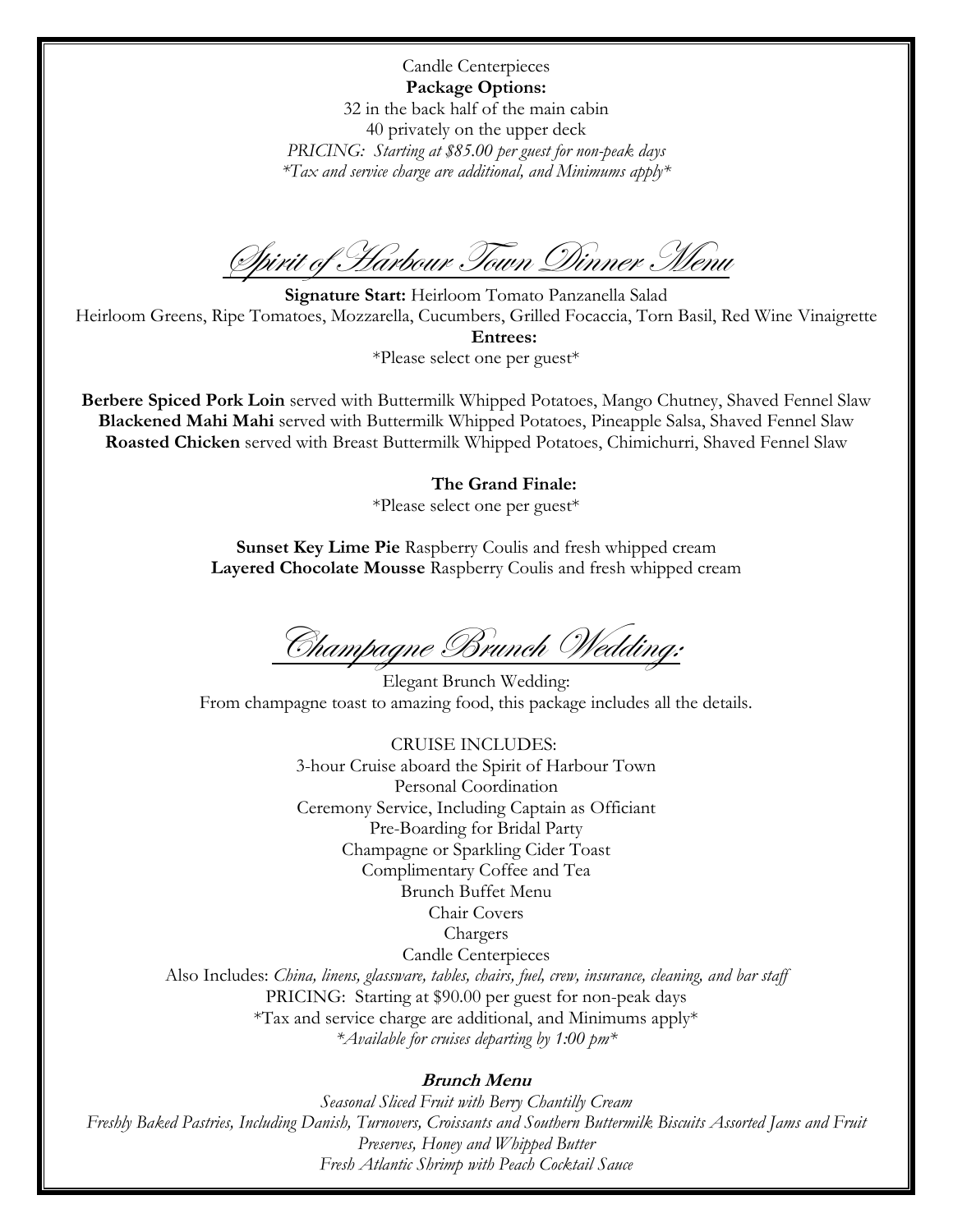Candle Centerpieces

**Package Options:**

32 in the back half of the main cabin

40 privately on the upper deck

*PRICING: Starting at $85.00 per guest for non-peak days*

*\*Tax and service charge are additional, and Minimums apply\**

## Spirit of Harbour Town Dinner Menu

**Signature Start:** Heirloom Tomato Panzanella Salad

Heirloom Greens, Ripe Tomatoes, Mozzarella, Cucumbers, Grilled Focaccia, Torn Basil, Red Wine Vinaigrette

**Entrees:**

\*Please select one per guest\*

**Berbere Spiced Pork Loin** served with Buttermilk Whipped Potatoes, Mango Chutney, Shaved Fennel Slaw

**Blackened Mahi Mahi** served with Buttermilk Whipped Potatoes, Pineapple Salsa, Shaved Fennel Slaw

**Roasted Chicken** served with Breast Buttermilk Whipped Potatoes, Chimichurri, Shaved Fennel Slaw

**The Grand Finale:**

\*Please select one per guest\*

**Sunset Key Lime Pie** Raspberry Coulis and fresh whipped cream

**Layered Chocolate Mousse** Raspberry Coulis and fresh whipped cream

## Champagne Brunch Wedding:

Elegant Brunch Wedding:

From champagne toast to amazing food, this package includes all the details.

CRUISE INCLUDES:

3-hour Cruise aboard the Spirit of Harbour Town

Personal Coordination

Ceremony Service, Including Captain as Officiant

Pre-Boarding for Bridal Party

Champagne or Sparkling Cider Toast

Complimentary Coffee and Tea

Brunch Buffet Menu

Chair Covers

Chargers

Candle Centerpieces

Also Includes: *China, linens, glassware, tables, chairs, fuel, crew, insurance, cleaning, and bar staff*

PRICING: Starting at $90.00 per guest for non-peak days

\*Tax and service charge are additional, and Minimums apply\*

*\*Available for cruises departing by 1:00 pm\**

### Brunch Menu

*Seasonal Sliced Fruit with Berry Chantilly Cream*

*Freshly Baked Pastries, Including Danish, Turnovers, Croissants and Southern Buttermilk Biscuits Assorted Jams and Fruit Preserves, Honey and Whipped Butter*

*Fresh Atlantic Shrimp with Peach Cocktail Sauce*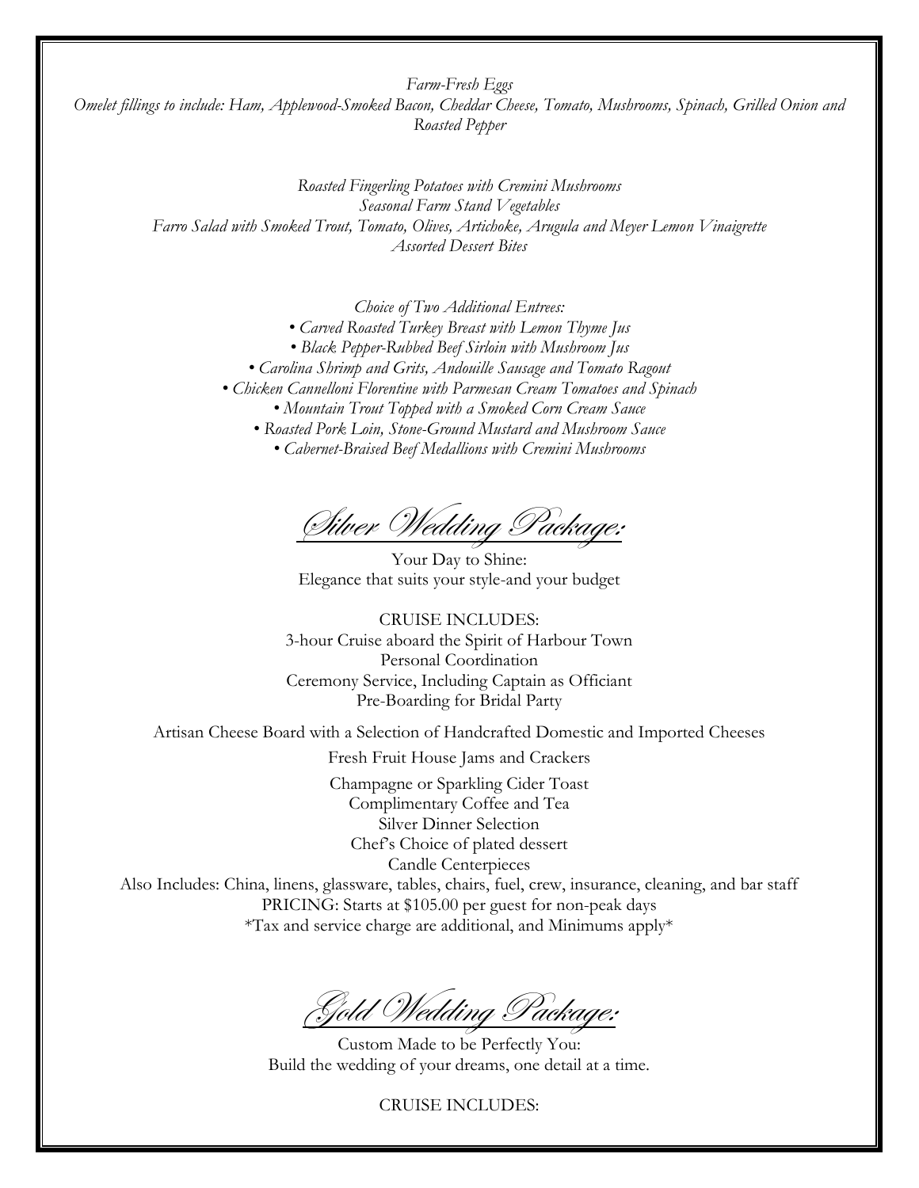*Farm-Fresh Eggs*
*Omelet fillings to include: Ham, Applewood-Smoked Bacon, Cheddar Cheese, Tomato, Mushrooms, Spinach, Grilled Onion and Roasted Pepper*

*Roasted Fingerling Potatoes with Cremini Mushrooms*
*Seasonal Farm Stand Vegetables*
*Farro Salad with Smoked Trout, Tomato, Olives, Artichoke, Arugula and Meyer Lemon Vinaigrette*
*Assorted Dessert Bites*

*Choice of Two Additional Entrees:*

- *Carved Roasted Turkey Breast with Lemon Thyme Jus*
- *Black Pepper-Rubbed Beef Sirloin with Mushroom Jus*
- *Carolina Shrimp and Grits, Andouille Sausage and Tomato Ragout*
- *Chicken Cannelloni Florentine with Parmesan Cream Tomatoes and Spinach*
- *Mountain Trout Topped with a Smoked Corn Cream Sauce*
- *Roasted Pork Loin, Stone-Ground Mustard and Mushroom Sauce*
- *Cabernet-Braised Beef Medallions with Cremini Mushrooms*

## Silver Wedding Package:

Your Day to Shine:
Elegance that suits your style-and your budget

CRUISE INCLUDES:
3-hour Cruise aboard the Spirit of Harbour Town
Personal Coordination
Ceremony Service, Including Captain as Officiant
Pre-Boarding for Bridal Party

Artisan Cheese Board with a Selection of Handcrafted Domestic and Imported Cheeses

Fresh Fruit House Jams and Crackers

Champagne or Sparkling Cider Toast
Complimentary Coffee and Tea
Silver Dinner Selection
Chef's Choice of plated dessert
Candle Centerpieces
Also Includes: China, linens, glassware, tables, chairs, fuel, crew, insurance, cleaning, and bar staff
PRICING: Starts at $105.00 per guest for non-peak days
*Tax and service charge are additional, and Minimums apply*

## Gold Wedding Package:

Custom Made to be Perfectly You:
Build the wedding of your dreams, one detail at a time.

CRUISE INCLUDES: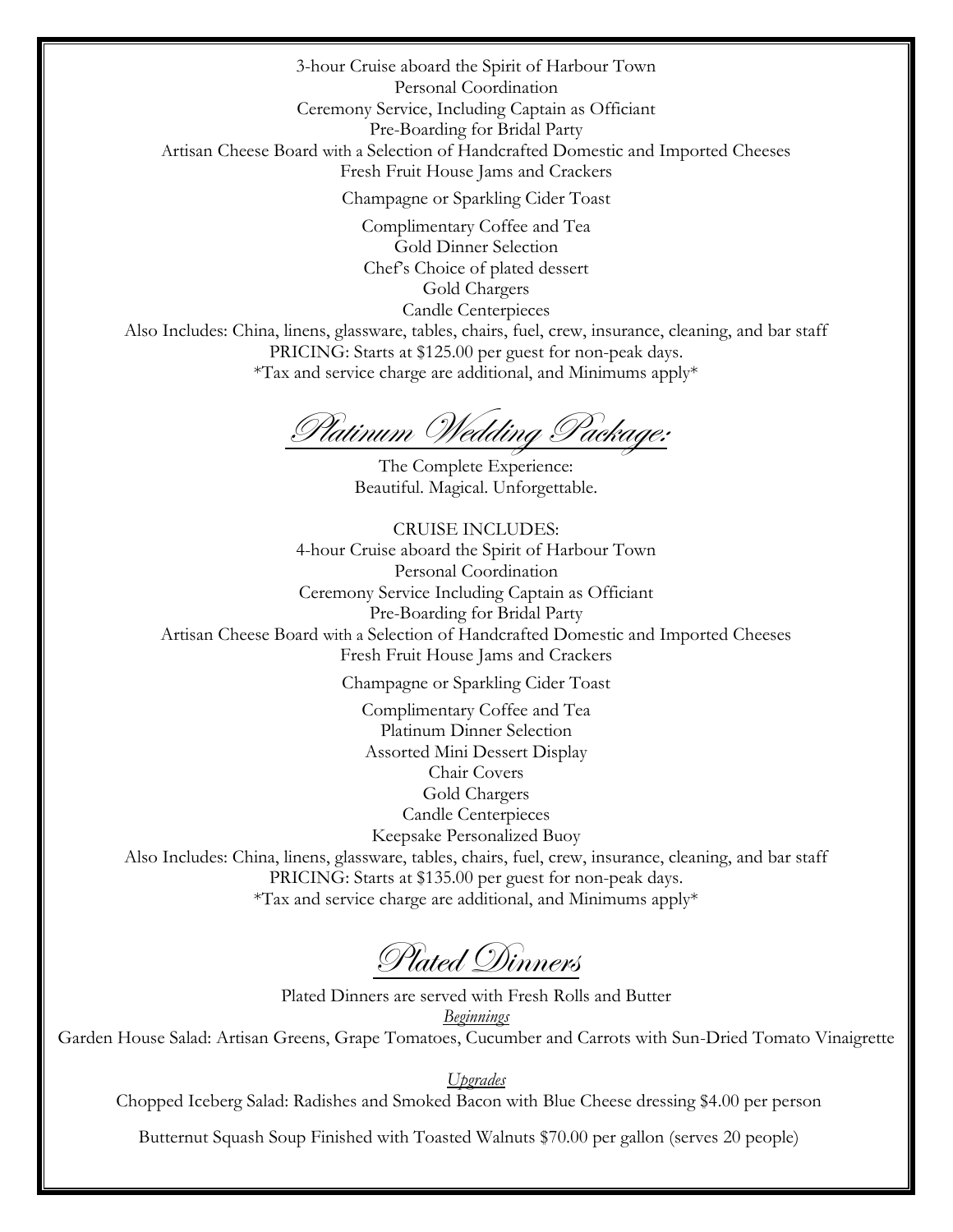3-hour Cruise aboard the Spirit of Harbour Town
Personal Coordination
Ceremony Service, Including Captain as Officiant
Pre-Boarding for Bridal Party
Artisan Cheese Board with a Selection of Handcrafted Domestic and Imported Cheeses
Fresh Fruit House Jams and Crackers

Champagne or Sparkling Cider Toast

Complimentary Coffee and Tea
Gold Dinner Selection
Chef's Choice of plated dessert
Gold Chargers
Candle Centerpieces
Also Includes: China, linens, glassware, tables, chairs, fuel, crew, insurance, cleaning, and bar staff
PRICING: Starts at $125.00 per guest for non-peak days.
*Tax and service charge are additional, and Minimums apply*

## Platinum Wedding Package:

The Complete Experience:
Beautiful. Magical. Unforgettable.

CRUISE INCLUDES:
4-hour Cruise aboard the Spirit of Harbour Town
Personal Coordination
Ceremony Service Including Captain as Officiant
Pre-Boarding for Bridal Party
Artisan Cheese Board with a Selection of Handcrafted Domestic and Imported Cheeses
Fresh Fruit House Jams and Crackers

Champagne or Sparkling Cider Toast

Complimentary Coffee and Tea
Platinum Dinner Selection
Assorted Mini Dessert Display
Chair Covers
Gold Chargers
Candle Centerpieces
Keepsake Personalized Buoy
Also Includes: China, linens, glassware, tables, chairs, fuel, crew, insurance, cleaning, and bar staff
PRICING: Starts at $135.00 per guest for non-peak days.
*Tax and service charge are additional, and Minimums apply*

## Plated Dinners

Plated Dinners are served with Fresh Rolls and Butter

*Beginnings*

Garden House Salad: Artisan Greens, Grape Tomatoes, Cucumber and Carrots with Sun-Dried Tomato Vinaigrette

*Upgrades*

Chopped Iceberg Salad: Radishes and Smoked Bacon with Blue Cheese dressing $4.00 per person

Butternut Squash Soup Finished with Toasted Walnuts $70.00 per gallon (serves 20 people)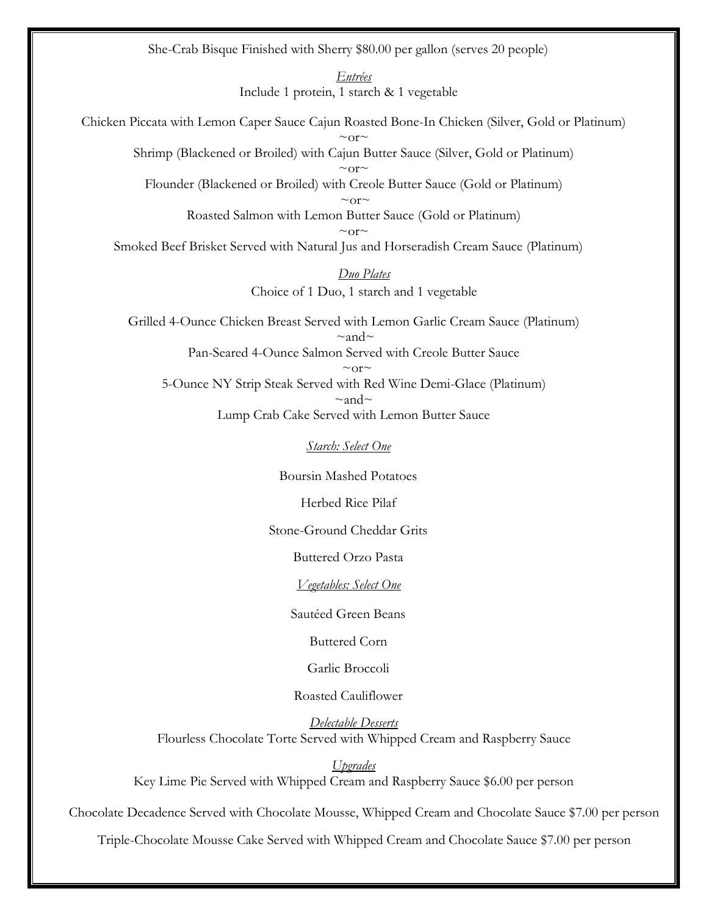She-Crab Bisque Finished with Sherry $80.00 per gallon (serves 20 people)

*Entrées*

Include 1 protein, 1 starch & 1 vegetable

Chicken Piccata with Lemon Caper Sauce Cajun Roasted Bone-In Chicken (Silver, Gold or Platinum)

~or~

Shrimp (Blackened or Broiled) with Cajun Butter Sauce (Silver, Gold or Platinum)

~or~

Flounder (Blackened or Broiled) with Creole Butter Sauce (Gold or Platinum)

~or~

Roasted Salmon with Lemon Butter Sauce (Gold or Platinum)

~or~

Smoked Beef Brisket Served with Natural Jus and Horseradish Cream Sauce (Platinum)

*Duo Plates*

Choice of 1 Duo, 1 starch and 1 vegetable

Grilled 4-Ounce Chicken Breast Served with Lemon Garlic Cream Sauce (Platinum)

~and~

Pan-Seared 4-Ounce Salmon Served with Creole Butter Sauce

~or~

5-Ounce NY Strip Steak Served with Red Wine Demi-Glace (Platinum)

~and~

Lump Crab Cake Served with Lemon Butter Sauce

*Starch: Select One*

Boursin Mashed Potatoes

Herbed Rice Pilaf

Stone-Ground Cheddar Grits

Buttered Orzo Pasta

*Vegetables: Select One*

Sautéed Green Beans

Buttered Corn

Garlic Broccoli

Roasted Cauliflower

*Delectable Desserts*

Flourless Chocolate Torte Served with Whipped Cream and Raspberry Sauce

*Upgrades*

Key Lime Pie Served with Whipped Cream and Raspberry Sauce $6.00 per person

Chocolate Decadence Served with Chocolate Mousse, Whipped Cream and Chocolate Sauce $7.00 per person

Triple-Chocolate Mousse Cake Served with Whipped Cream and Chocolate Sauce $7.00 per person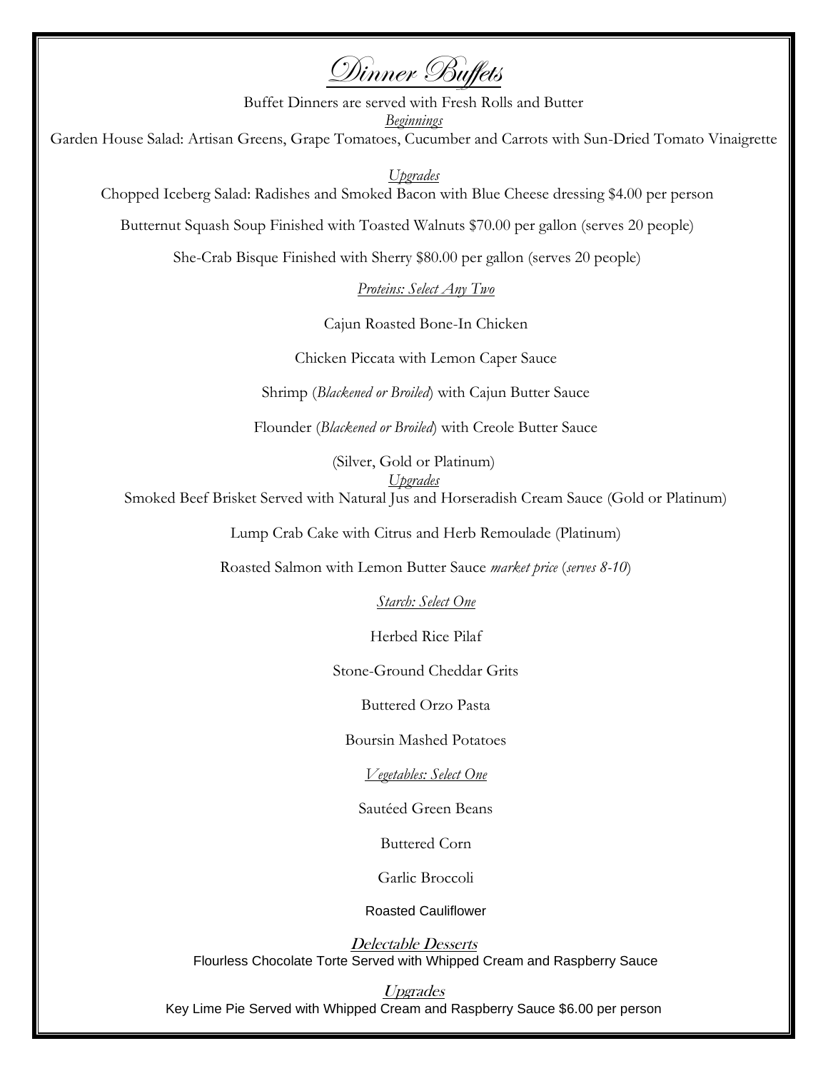# *Dinner Buffets*

Buffet Dinners are served with Fresh Rolls and Butter

*Beginnings*

Garden House Salad: Artisan Greens, Grape Tomatoes, Cucumber and Carrots with Sun-Dried Tomato Vinaigrette

*Upgrades*

Chopped Iceberg Salad: Radishes and Smoked Bacon with Blue Cheese dressing $4.00 per person

Butternut Squash Soup Finished with Toasted Walnuts $70.00 per gallon (serves 20 people)

She-Crab Bisque Finished with Sherry $80.00 per gallon (serves 20 people)

*Proteins: Select Any Two*

Cajun Roasted Bone-In Chicken

Chicken Piccata with Lemon Caper Sauce

Shrimp (*Blackened or Broiled*) with Cajun Butter Sauce

Flounder (*Blackened or Broiled*) with Creole Butter Sauce

(Silver, Gold or Platinum)

*Upgrades*

Smoked Beef Brisket Served with Natural Jus and Horseradish Cream Sauce (Gold or Platinum)

Lump Crab Cake with Citrus and Herb Remoulade (Platinum)

Roasted Salmon with Lemon Butter Sauce *market price* (*serves 8-10*)

*Starch: Select One*

Herbed Rice Pilaf

Stone-Ground Cheddar Grits

Buttered Orzo Pasta

Boursin Mashed Potatoes

*Vegetables: Select One*

Sautéed Green Beans

Buttered Corn

Garlic Broccoli

Roasted Cauliflower

*Delectable Desserts*

Flourless Chocolate Torte Served with Whipped Cream and Raspberry Sauce

*Upgrades*

Key Lime Pie Served with Whipped Cream and Raspberry Sauce $6.00 per person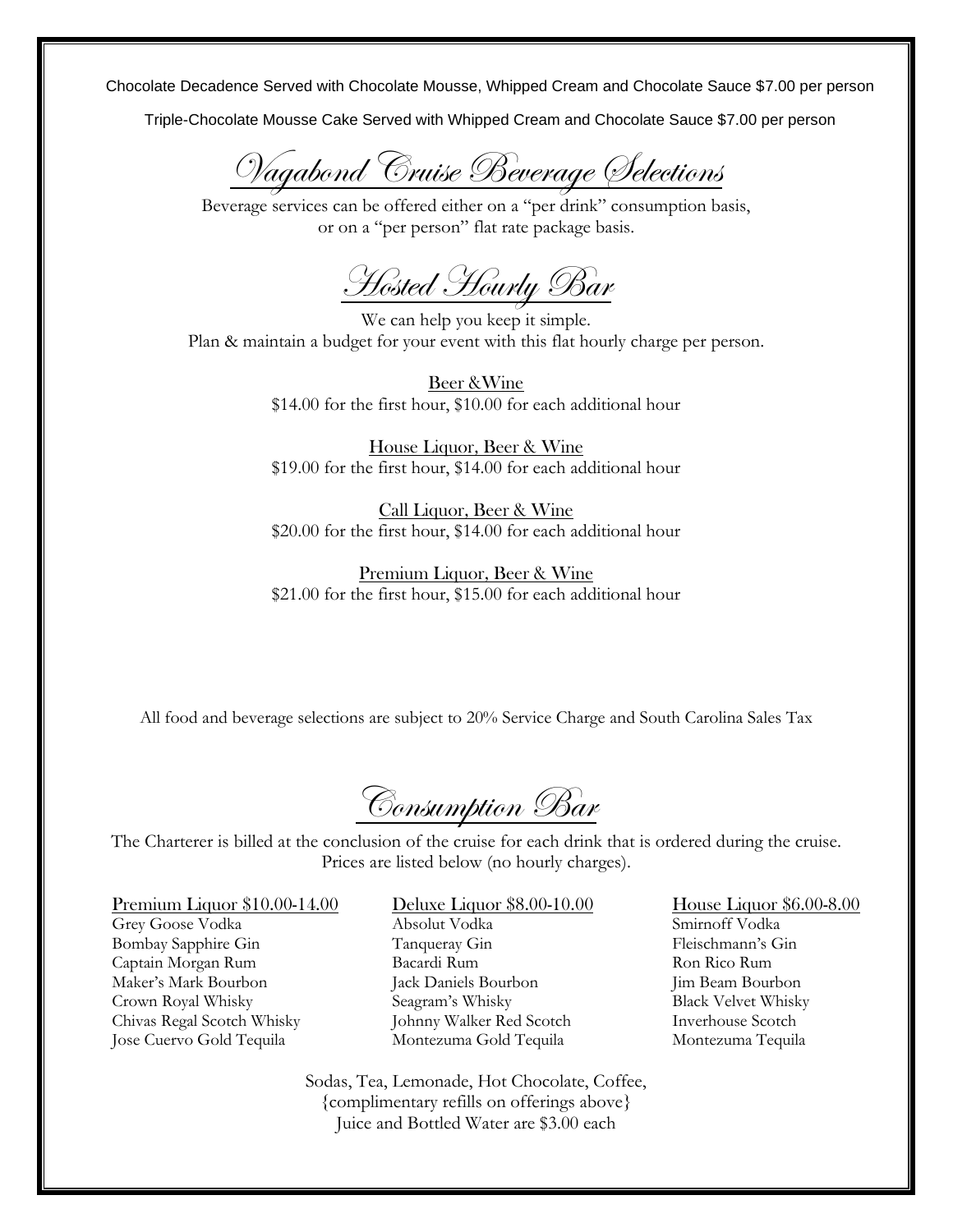Chocolate Decadence Served with Chocolate Mousse, Whipped Cream and Chocolate Sauce $7.00 per person

Triple-Chocolate Mousse Cake Served with Whipped Cream and Chocolate Sauce $7.00 per person

# Vagabond Cruise Beverage Selections

Beverage services can be offered either on a "per drink" consumption basis, or on a "per person" flat rate package basis.

## Hosted Hourly Bar

We can help you keep it simple.
Plan & maintain a budget for your event with this flat hourly charge per person.

Beer &Wine
$14.00 for the first hour, $10.00 for each additional hour

House Liquor, Beer & Wine
$19.00 for the first hour, $14.00 for each additional hour

Call Liquor, Beer & Wine
$20.00 for the first hour, $14.00 for each additional hour

Premium Liquor, Beer & Wine
$21.00 for the first hour, $15.00 for each additional hour

All food and beverage selections are subject to 20% Service Charge and South Carolina Sales Tax

## Consumption Bar

The Charterer is billed at the conclusion of the cruise for each drink that is ordered during the cruise. Prices are listed below (no hourly charges).

| Premium Liquor $10.00-14.00 | Deluxe Liquor $8.00-10.00 | House Liquor $6.00-8.00 |
|---|---|---|
| Grey Goose Vodka | Absolut Vodka | Smirnoff Vodka |
| Bombay Sapphire Gin | Tanqueray Gin | Fleischmann's Gin |
| Captain Morgan Rum | Bacardi Rum | Ron Rico Rum |
| Maker's Mark Bourbon | Jack Daniels Bourbon | Jim Beam Bourbon |
| Crown Royal Whisky | Seagram's Whisky | Black Velvet Whisky |
| Chivas Regal Scotch Whisky | Johnny Walker Red Scotch | Inverhouse Scotch |
| Jose Cuervo Gold Tequila | Montezuma Gold Tequila | Montezuma Tequila |

Sodas, Tea, Lemonade, Hot Chocolate, Coffee,
{complimentary refills on offerings above}
Juice and Bottled Water are $3.00 each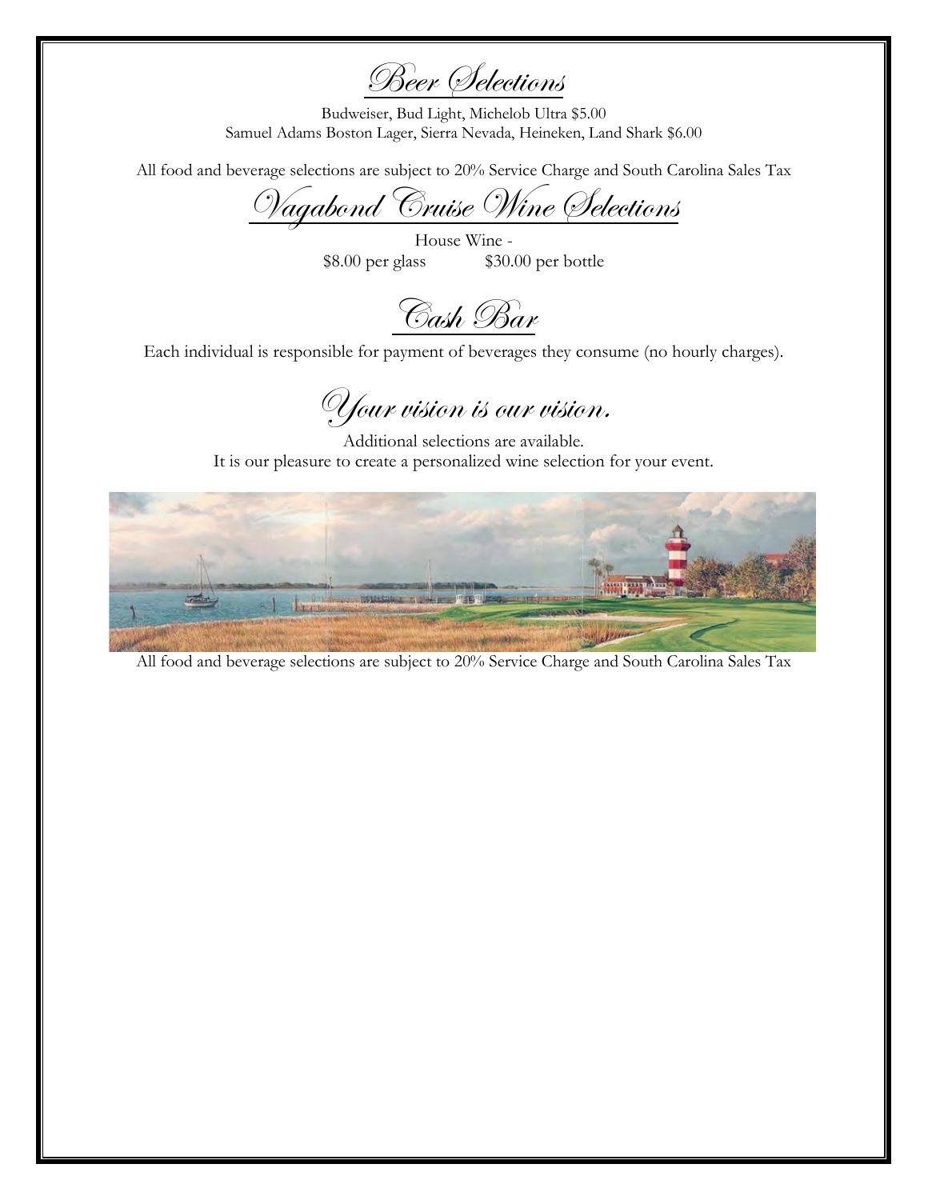## Beer Selections

Budweiser, Bud Light, Michelob Ultra $5.00
Samuel Adams Boston Lager, Sierra Nevada, Heineken, Land Shark $6.00

All food and beverage selections are subject to 20% Service Charge and South Carolina Sales Tax

## Vagabond Cruise Wine Selections

House Wine -
$8.00 per glass $30.00 per bottle

## Cash Bar

Each individual is responsible for payment of beverages they consume (no hourly charges).

## Your vision is our vision.

Additional selections are available.
It is our pleasure to create a personalized wine selection for your event.

All food and beverage selections are subject to 20% Service Charge and South Carolina Sales Tax